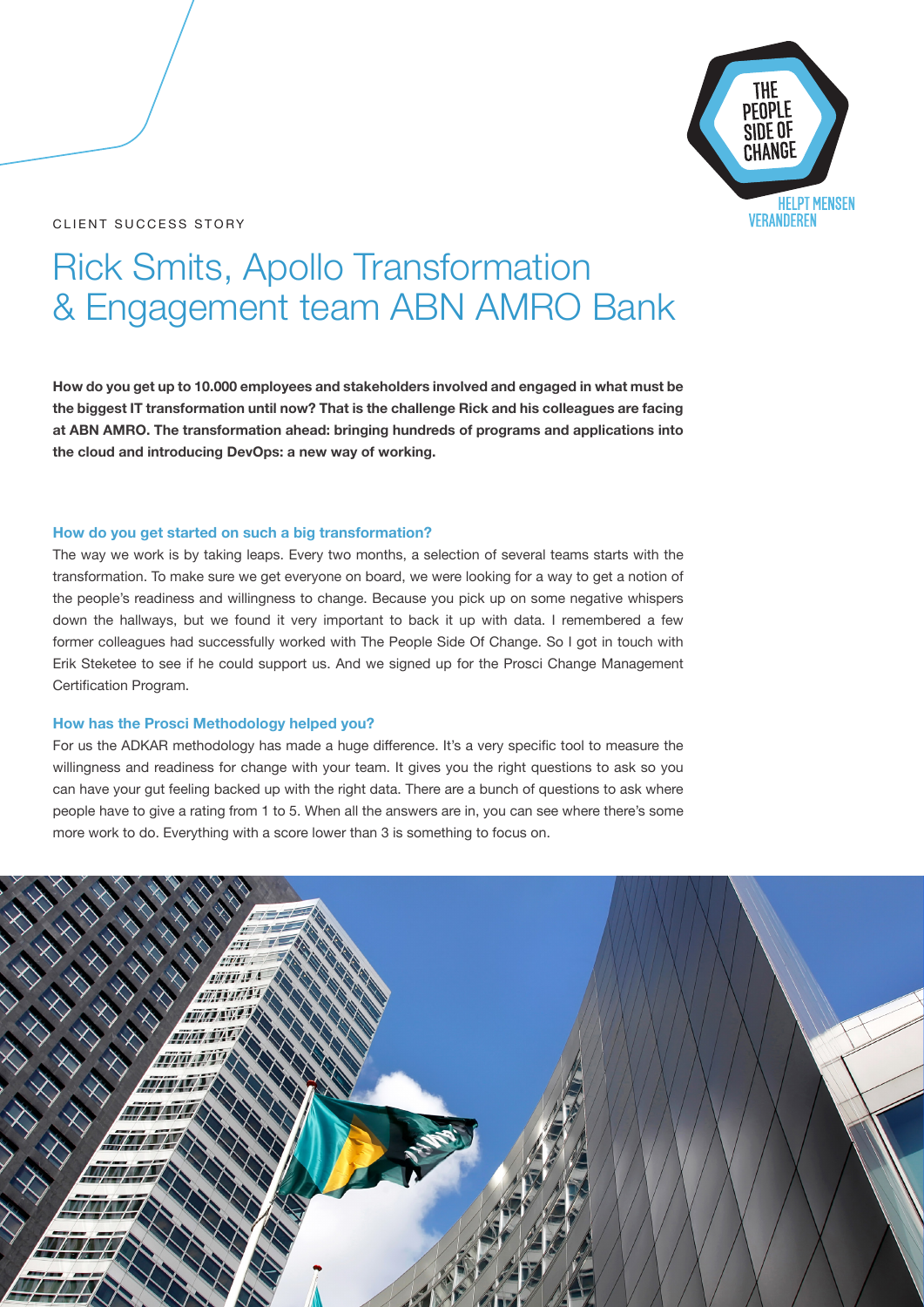CLIENT SUCCESS STORY

# Rick Smits, Apollo Transformation & Engagement team ABN AMRO Bank

**How do you get up to 10.000 employees and stakeholders involved and engaged in what must be the biggest IT transformation until now? That is the challenge Rick and his colleagues are facing at ABN AMRO. The transformation ahead: bringing hundreds of programs and applications into the cloud and introducing DevOps: a new way of working.**

### How do you get started on such a big transformation?

The way we work is by taking leaps. Every two months, a selection of several teams starts with the transformation. To make sure we get everyone on board, we were looking for a way to get a notion of the people's readiness and willingness to change. Because you pick up on some negative whispers down the hallways, but we found it very important to back it up with data. I remembered a few former colleagues had successfully worked with The People Side Of Change. So I got in touch with Erik Steketee to see if he could support us. And we signed up for the Prosci Change Management Certification Program.

### How has the Prosci Methodology helped you?

For us the ADKAR methodology has made a huge difference. It's a very specific tool to measure the willingness and readiness for change with your team. It gives you the right questions to ask so you can have your gut feeling backed up with the right data. There are a bunch of questions to ask where people have to give a rating from 1 to 5. When all the answers are in, you can see where there's some more work to do. Everything with a score lower than 3 is something to focus on.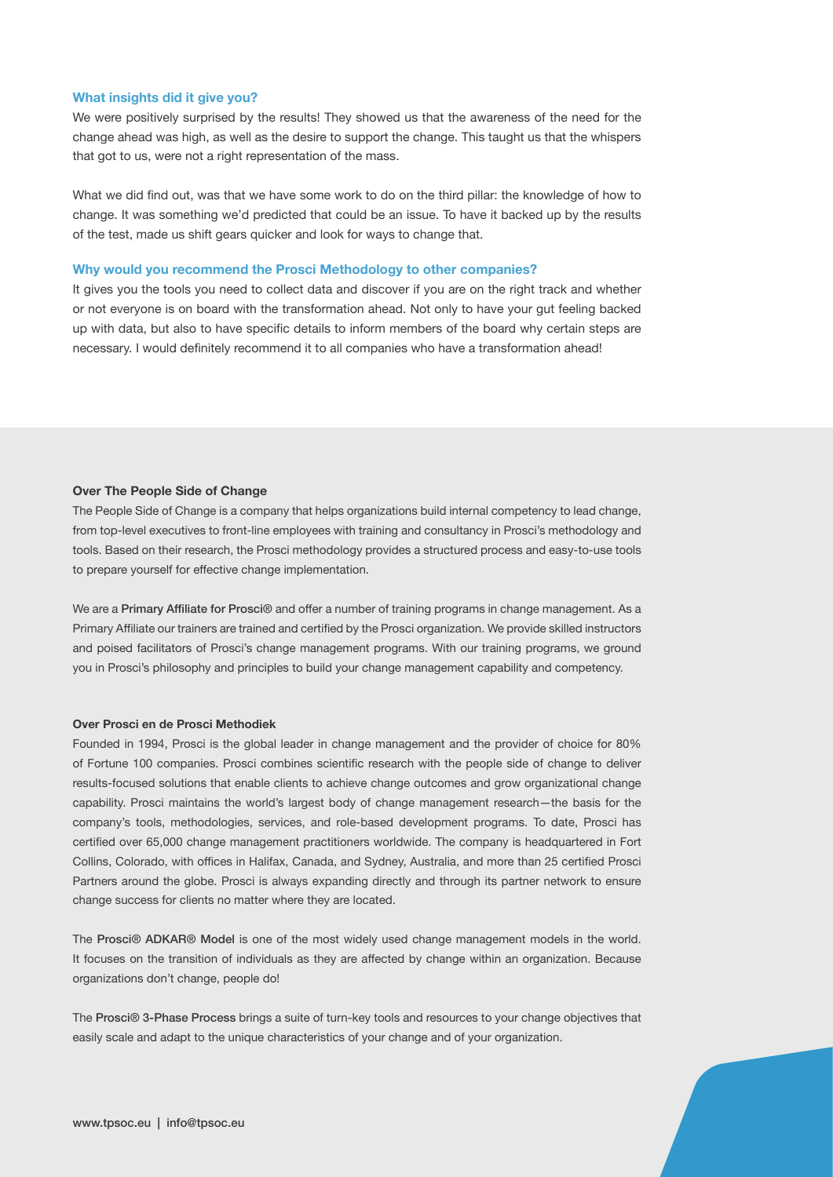### What insights did it give you?

We were positively surprised by the results! They showed us that the awareness of the need for the change ahead was high, as well as the desire to support the change. This taught us that the whispers that got to us, were not a right representation of the mass.

What we did find out, was that we have some work to do on the third pillar: the knowledge of how to change. It was something we'd predicted that could be an issue. To have it backed up by the results of the test, made us shift gears quicker and look for ways to change that.

### Why would you recommend the Prosci Methodology to other companies?

It gives you the tools you need to collect data and discover if you are on the right track and whether or not everyone is on board with the transformation ahead. Not only to have your gut feeling backed up with data, but also to have specific details to inform members of the board why certain steps are necessary. I would definitely recommend it to all companies who have a transformation ahead!

#### Over The People Side of Change

The People Side of Change is a company that helps organizations build internal competency to lead change, from top-level executives to front-line employees with training and consultancy in Prosci's methodology and tools. Based on their research, the Prosci methodology provides a structured process and easy-to-use tools to prepare yourself for effective change implementation.

We are a **Primary Affiliate for Prosci®** and offer a number of training programs in change management. As a Primary Affiliate our trainers are trained and certified by the Prosci organization. We provide skilled instructors and poised facilitators of Prosci's change management programs. With our training programs, we ground you in Prosci's philosophy and principles to build your change management capability and competency.

#### Over Prosci en de Prosci Methodiek

Founded in 1994, Prosci is the global leader in change management and the provider of choice for 80% of Fortune 100 companies. Prosci combines scientific research with the people side of change to deliver results-focused solutions that enable clients to achieve change outcomes and grow organizational change capability. Prosci maintains the world's largest body of change management research—the basis for the company's tools, methodologies, services, and role-based development programs. To date, Prosci has certified over 65,000 change management practitioners worldwide. The company is headquartered in Fort Collins, Colorado, with offices in Halifax, Canada, and Sydney, Australia, and more than 25 certified Prosci Partners around the globe. Prosci is always expanding directly and through its partner network to ensure change success for clients no matter where they are located.

The **Prosci® ADKAR® Model** is one of the most widely used change management models in the world. It focuses on the transition of individuals as they are affected by change within an organization. Because organizations don't change, people do!

The **Prosci® 3-Phase Process** brings a suite of turn-key tools and resources to your change objectives that easily scale and adapt to the unique characteristics of your change and of your organization.

www.tpsoc.eu | info@tpsoc.eu